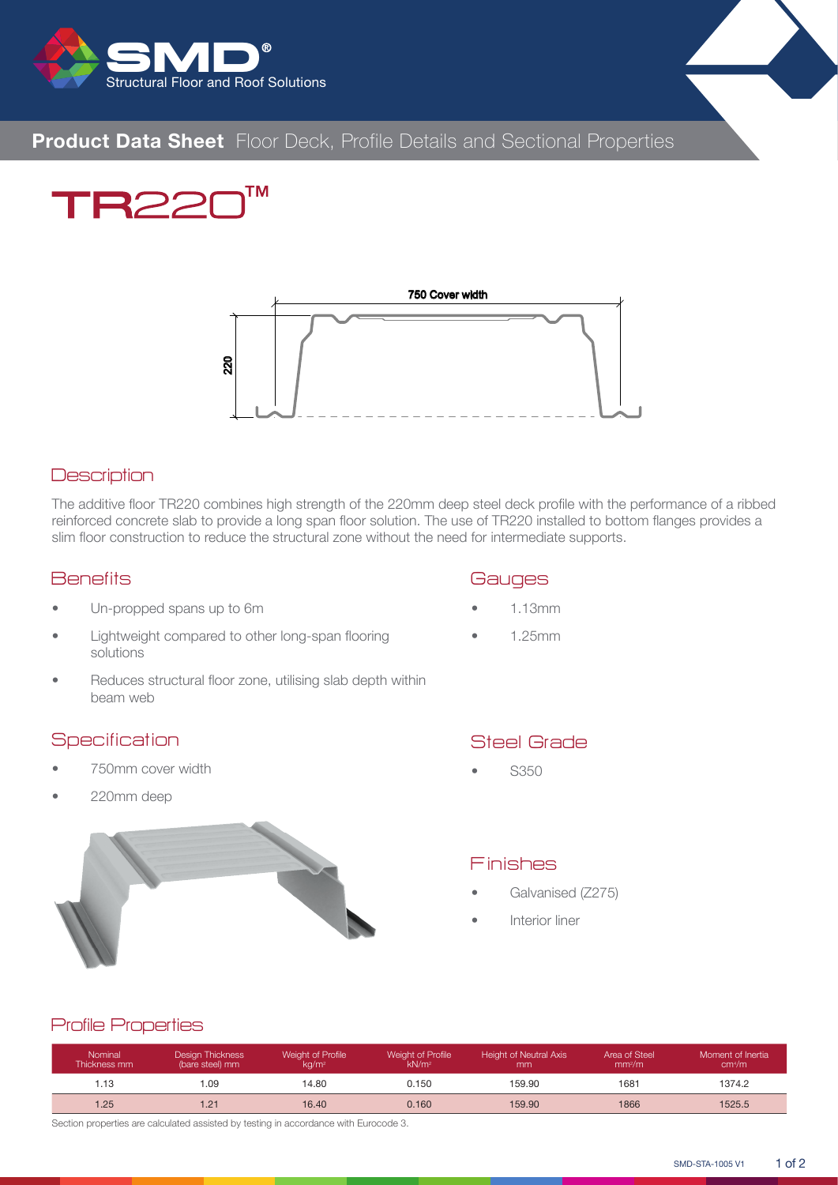**Product Data Sheet** Floor Deck, Profile Details and Sectional Properties

# TR220™

## Description

The additive floor TR220 combines high strength of the 220mm deep steel deck profile with the performance of a ribbed reinforced concrete slab to provide a long span floor solution. The use of TR220 installed to bottom flanges provides a slim floor construction to reduce the structural zone without the need for intermediate supports.

## Benefits

- Un-propped spans up to 6m
- Lightweight compared to other long-span flooring solutions
- Reduces structural floor zone, utilising slab depth within beam web

## Gauges

- 1.13mm
- 1.25mm

## Specification

- 750mm cover width
- 220mm deep

## Steel Grade

- S350

## Finishes

- Galvanised (Z275)
- Interior liner

## Profile Properties

| Nominal Thickness mm | Design Thickness (bare steel) mm | Weight of Profile kg/m² | Weight of Profile kN/m² | Height of Neutral Axis mm | Area of Steel mm²/m | Moment of Inertia cm⁴/m |
|---|---|---|---|---|---|---|
| 1.13 | 1.09 | 14.80 | 0.150 | 159.90 | 1681 | 1374.2 |
| 1.25 | 1.21 | 16.40 | 0.160 | 159.90 | 1866 | 1525.5 |

Section properties are calculated assisted by testing in accordance with Eurocode 3.

SMD-STA-1005 V1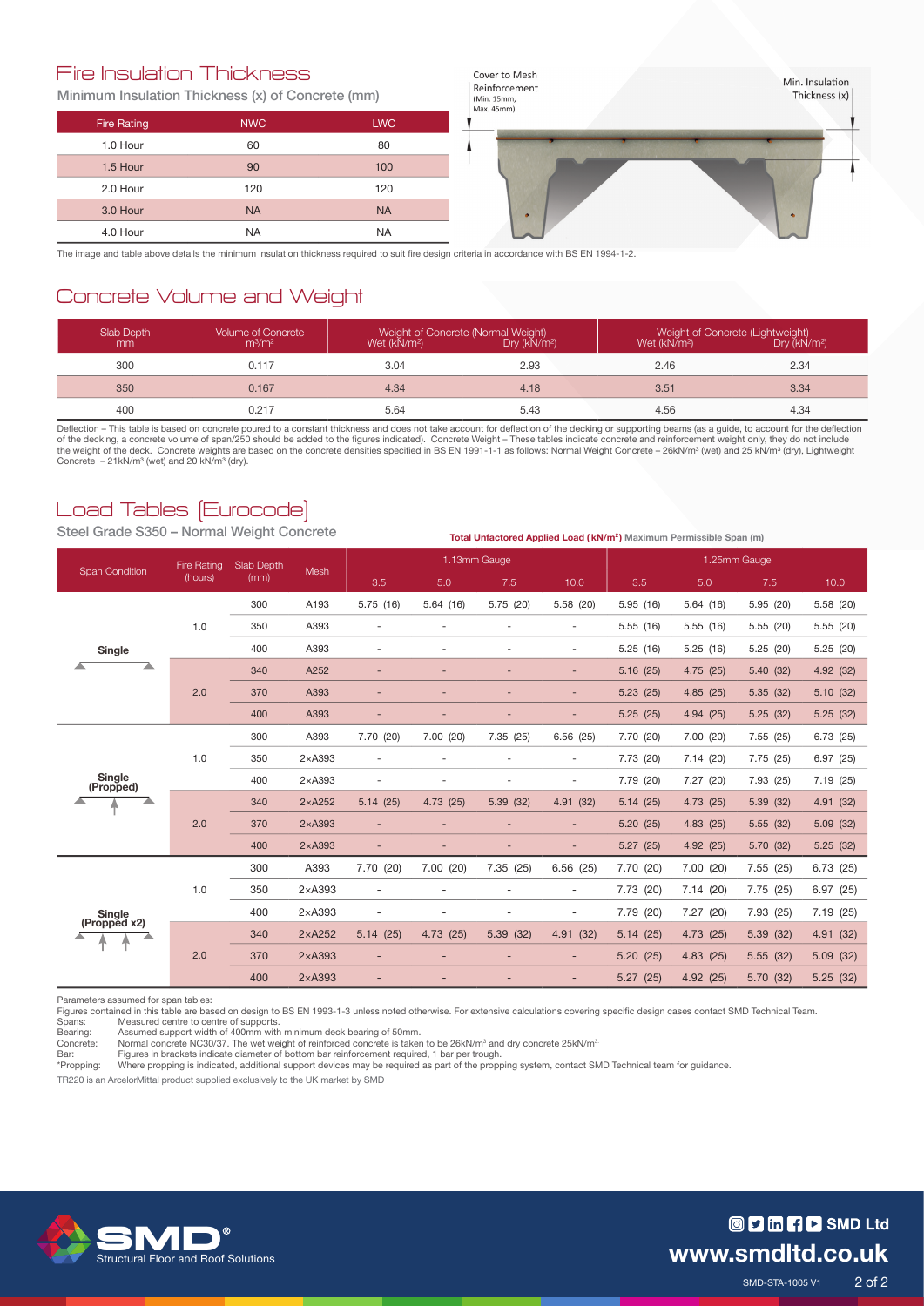## Fire Insulation Thickness

**Minimum Insulation Thickness (x) of Concrete (mm)**

| Fire Rating | NWC | LWC |
|---|---|---|
| 1.0 Hour | 60 | 80 |
| 1.5 Hour | 90 | 100 |
| 2.0 Hour | 120 | 120 |
| 3.0 Hour | NA | NA |
| 4.0 Hour | NA | NA |

Cover to Mesh Reinforcement (Min. 15mm, Max. 45mm)

Min. Insulation Thickness (x)

The image and table above details the minimum insulation thickness required to suit fire design criteria in accordance with BS EN 1994-1-2.

## Concrete Volume and Weight

| Slab Depth mm | Volume of Concrete $m^3/m^2$ | Weight of Concrete (Normal Weight) Wet ($kN/m^2$) | Dry ($kN/m^2$) | Weight of Concrete (Lightweight) Wet ($kN/m^2$) | Dry ($kN/m^2$) |
|---|---|---|---|---|---|
| 300 | 0.117 | 3.04 | 2.93 | 2.46 | 2.34 |
| 350 | 0.167 | 4.34 | 4.18 | 3.51 | 3.34 |
| 400 | 0.217 | 5.64 | 5.43 | 4.56 | 4.34 |

Deflection – This table is based on concrete poured to a constant thickness and does not take account for deflection of the decking or supporting beams (as a guide, to account for the deflection of the decking, a concrete volume of span/250 should be added to the figures indicated). Concrete Weight – These tables indicate concrete and reinforcement weight only, they do not include the weight of the deck. Concrete weights are based on the concrete densities specified in BS EN 1991-1-1 as follows: Normal Weight Concrete – 26kN/m³ (wet) and 25 kN/m³ (dry), Lightweight Concrete – 21kN/m³ (wet) and 20 kN/m³ (dry).

## Load Tables (Eurocode)

**Steel Grade S350 – Normal Weight Concrete**

**Total Unfactored Applied Load (kN/m²)** Maximum Permissible Span (m)

| Span Condition | Fire Rating (hours) | Slab Depth (mm) | Mesh | 1.13mm Gauge 3.5 | 5.0 | 7.5 | 10.0 | 1.25mm Gauge 3.5 | 5.0 | 7.5 | 10.0 |
|---|---|---|---|---|---|---|---|---|---|---|---|
| Single | 1.0 | 300 | A193 | 5.75 (16) | 5.64 (16) | 5.75 (20) | 5.58 (20) | 5.95 (16) | 5.64 (16) | 5.95 (20) | 5.58 (20) |
| | | 350 | A393 | - | - | - | - | 5.55 (16) | 5.55 (16) | 5.55 (20) | 5.55 (20) |
| | | 400 | A393 | - | - | - | - | 5.25 (16) | 5.25 (16) | 5.25 (20) | 5.25 (20) |
| | 2.0 | 340 | A252 | - | - | - | - | 5.16 (25) | 4.75 (25) | 5.40 (32) | 4.92 (32) |
| | | 370 | A393 | - | - | - | - | 5.23 (25) | 4.85 (25) | 5.35 (32) | 5.10 (32) |
| | | 400 | A393 | - | - | - | - | 5.25 (25) | 4.94 (25) | 5.25 (32) | 5.25 (32) |
| Single (Propped) | 1.0 | 300 | A393 | 7.70 (20) | 7.00 (20) | 7.35 (25) | 6.56 (25) | 7.70 (20) | 7.00 (20) | 7.55 (25) | 6.73 (25) |
| | | 350 | 2×A393 | - | - | - | - | 7.73 (20) | 7.14 (20) | 7.75 (25) | 6.97 (25) |
| | | 400 | 2×A393 | - | - | - | - | 7.79 (20) | 7.27 (20) | 7.93 (25) | 7.19 (25) |
| | 2.0 | 340 | 2×A252 | 5.14 (25) | 4.73 (25) | 5.39 (32) | 4.91 (32) | 5.14 (25) | 4.73 (25) | 5.39 (32) | 4.91 (32) |
| | | 370 | 2×A393 | - | - | - | - | 5.20 (25) | 4.83 (25) | 5.55 (32) | 5.09 (32) |
| | | 400 | 2×A393 | - | - | - | - | 5.27 (25) | 4.92 (25) | 5.70 (32) | 5.25 (32) |
| Single (Propped x2) | 1.0 | 300 | A393 | 7.70 (20) | 7.00 (20) | 7.35 (25) | 6.56 (25) | 7.70 (20) | 7.00 (20) | 7.55 (25) | 6.73 (25) |
| | | 350 | 2×A393 | - | - | - | - | 7.73 (20) | 7.14 (20) | 7.75 (25) | 6.97 (25) |
| | | 400 | 2×A393 | - | - | - | - | 7.79 (20) | 7.27 (20) | 7.93 (25) | 7.19 (25) |
| | 2.0 | 340 | 2×A252 | 5.14 (25) | 4.73 (25) | 5.39 (32) | 4.91 (32) | 5.14 (25) | 4.73 (25) | 5.39 (32) | 4.91 (32) |
| | | 370 | 2×A393 | - | - | - | - | 5.20 (25) | 4.83 (25) | 5.55 (32) | 5.09 (32) |
| | | 400 | 2×A393 | - | - | - | - | 5.27 (25) | 4.92 (25) | 5.70 (32) | 5.25 (32) |

Parameters assumed for span tables:

Figures contained in this table are based on design to BS EN 1993-1-3 unless noted otherwise. For extensive calculations covering specific design cases contact SMD Technical Team.

Spans: Measured centre to centre of supports.

Bearing: Assumed support width of 400mm with minimum deck bearing of 50mm.

Concrete: Normal concrete NC30/37. The wet weight of reinforced concrete is taken to be 26kN/m³ and dry concrete 25kN/m³.

Bar: Figures in brackets indicate diameter of bottom bar reinforcement required, 1 bar per trough.

*Propping: Where propping is indicated, additional support devices may be required as part of the propping system, contact SMD Technical team for guidance.

TR220 is an ArcelorMittal product supplied exclusively to the UK market by SMD

SMD® Structural Floor and Roof Solutions

SMD Ltd

www.smdltd.co.uk

SMD-STA-1005 V1